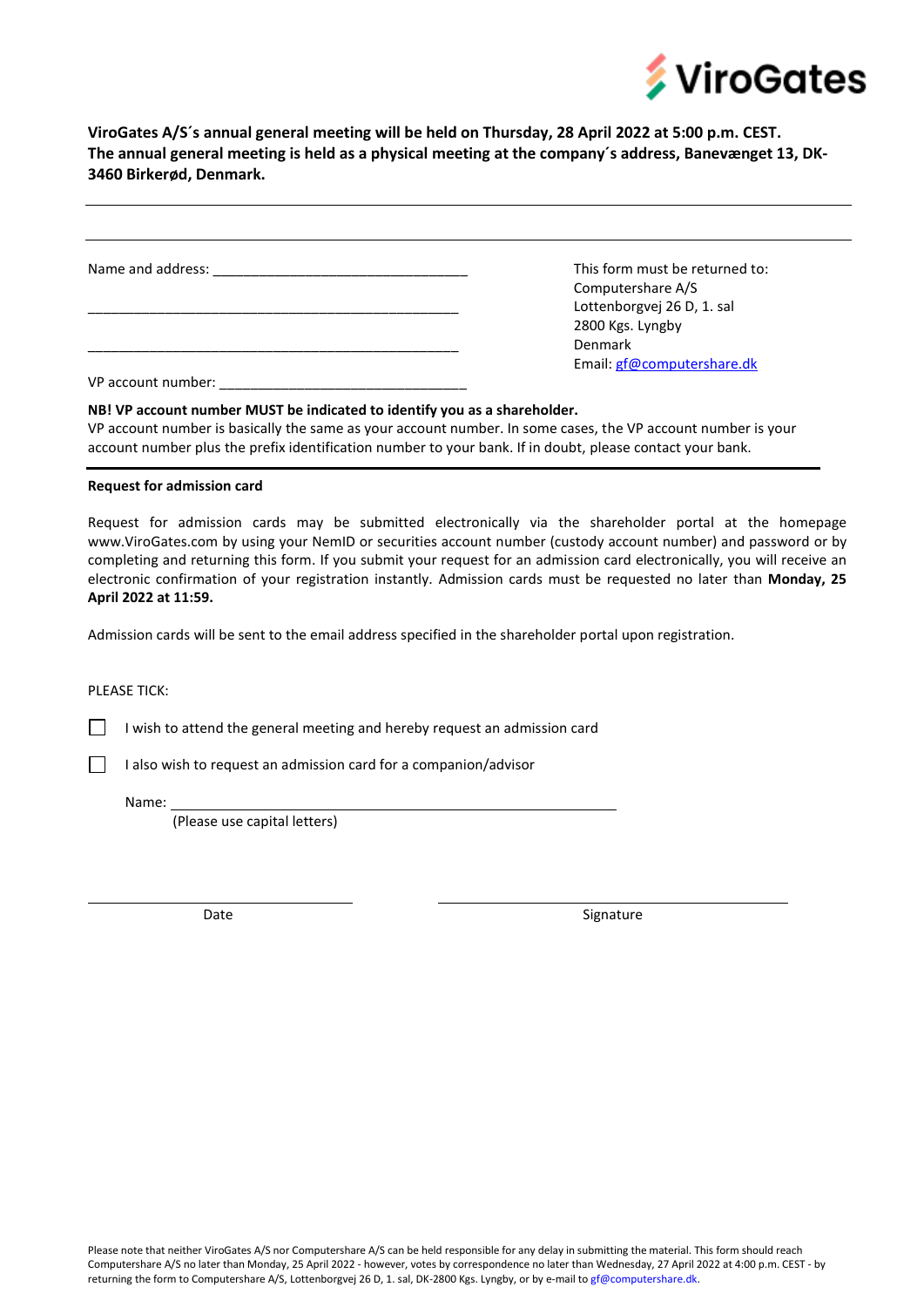ViroGates

**ViroGates A/S´s annual general meeting will be held on Thursday, 28 April 2022 at 5:00 p.m. CEST. The annual general meeting is held as a physical meeting at the company´s address, Banevænget 13, DK-3460 Birkerød, Denmark.**

---

---

Name and address: ________________________________

________________________________________________

________________________________________________

VP account number: ______________________________

This form must be returned to:
Computershare A/S
Lottenborgvej 26 D, 1. sal
2800 Kgs. Lyngby
Denmark
Email: gf@computershare.dk

**NB! VP account number MUST be indicated to identify you as a shareholder.**
VP account number is basically the same as your account number. In some cases, the VP account number is your account number plus the prefix identification number to your bank. If in doubt, please contact your bank.

---

**Request for admission card**

Request for admission cards may be submitted electronically via the shareholder portal at the homepage www.ViroGates.com by using your NemID or securities account number (custody account number) and password or by completing and returning this form. If you submit your request for an admission card electronically, you will receive an electronic confirmation of your registration instantly. Admission cards must be requested no later than **Monday, 25 April 2022 at 11:59.**

Admission cards will be sent to the email address specified in the shareholder portal upon registration.

PLEASE TICK:

☐ I wish to attend the general meeting and hereby request an admission card

☐ I also wish to request an admission card for a companion/advisor

Name: ________________________________________________
(Please use capital letters)

______________________________ ______________________________
Date Signature

Please note that neither ViroGates A/S nor Computershare A/S can be held responsible for any delay in submitting the material. This form should reach Computershare A/S no later than Monday, 25 April 2022 - however, votes by correspondence no later than Wednesday, 27 April 2022 at 4:00 p.m. CEST - by returning the form to Computershare A/S, Lottenborgvej 26 D, 1. sal, DK-2800 Kgs. Lyngby, or by e-mail to gf@computershare.dk.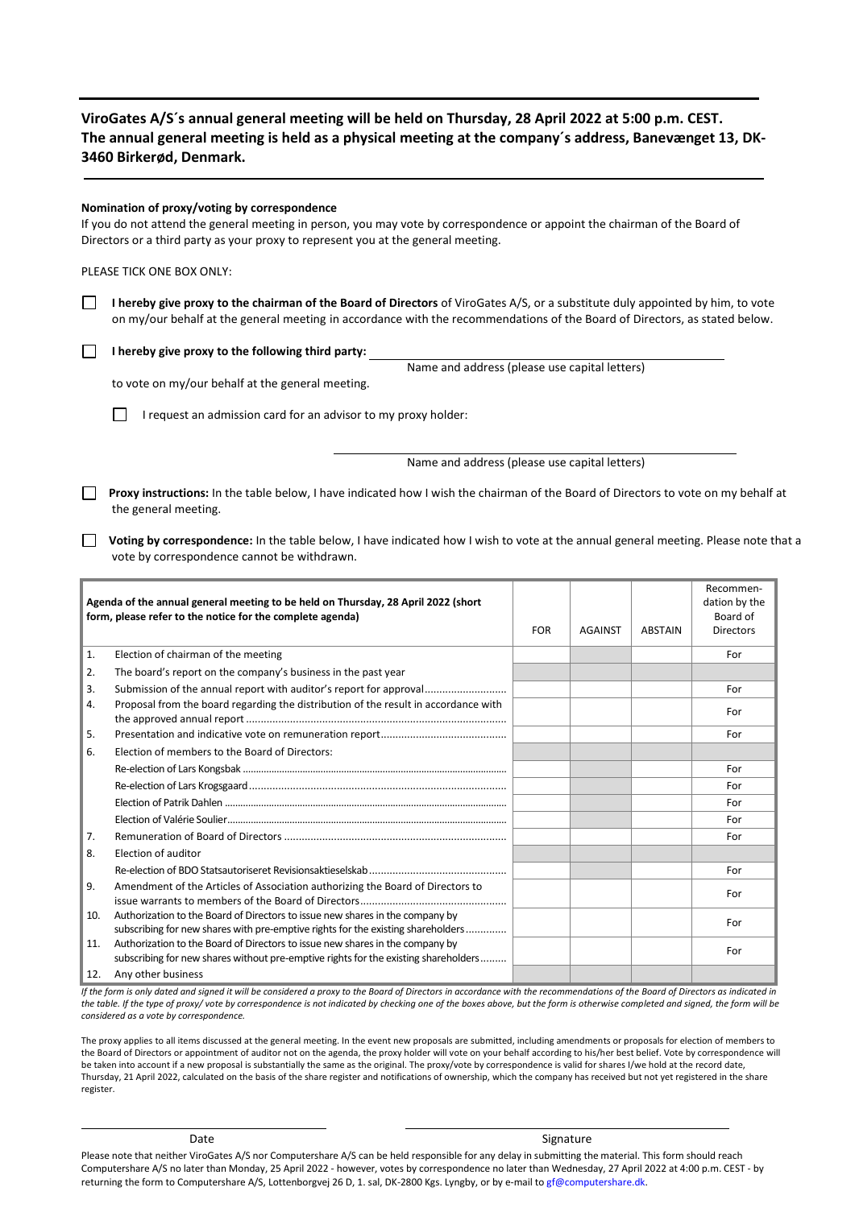**ViroGates A/S´s annual general meeting will be held on Thursday, 28 April 2022 at 5:00 p.m. CEST. The annual general meeting is held as a physical meeting at the company´s address, Banevænget 13, DK-3460 Birkerød, Denmark.**

**Nomination of proxy/voting by correspondence**

If you do not attend the general meeting in person, you may vote by correspondence or appoint the chairman of the Board of Directors or a third party as your proxy to represent you at the general meeting.

PLEASE TICK ONE BOX ONLY:

☐ **I hereby give proxy to the chairman of the Board of Directors** of ViroGates A/S, or a substitute duly appointed by him, to vote on my/our behalf at the general meeting in accordance with the recommendations of the Board of Directors, as stated below.

☐ **I hereby give proxy to the following third party:** ______________________________

Name and address (please use capital letters)

to vote on my/our behalf at the general meeting.

☐ I request an admission card for an advisor to my proxy holder:

______________________________

Name and address (please use capital letters)

☐ **Proxy instructions:** In the table below, I have indicated how I wish the chairman of the Board of Directors to vote on my behalf at the general meeting.

☐ **Voting by correspondence:** In the table below, I have indicated how I wish to vote at the annual general meeting. Please note that a vote by correspondence cannot be withdrawn.

| **Agenda of the annual general meeting to be held on Thursday, 28 April 2022 (short form, please refer to the notice for the complete agenda)** | | FOR | AGAINST | ABSTAIN | Recommendation by the Board of Directors |
|---|---|---|---|---|---|
| 1. | Election of chairman of the meeting | | | | For |
| 2. | The board's report on the company's business in the past year | | | | |
| 3. | Submission of the annual report with auditor's report for approval | | | | For |
| 4. | Proposal from the board regarding the distribution of the result in accordance with the approved annual report | | | | For |
| 5. | Presentation and indicative vote on remuneration report | | | | For |
| 6. | Election of members to the Board of Directors: | | | | |
| | Re-election of Lars Kongsbak | | | | For |
| | Re-election of Lars Krogsgaard | | | | For |
| | Election of Patrik Dahlen | | | | For |
| | Election of Valérie Soulier | | | | For |
| 7. | Remuneration of Board of Directors | | | | For |
| 8. | Election of auditor | | | | |
| | Re-election of BDO Statsautoriseret Revisionsaktieselskab | | | | For |
| 9. | Amendment of the Articles of Association authorizing the Board of Directors to issue warrants to members of the Board of Directors | | | | For |
| 10. | Authorization to the Board of Directors to issue new shares in the company by subscribing for new shares with pre-emptive rights for the existing shareholders | | | | For |
| 11. | Authorization to the Board of Directors to issue new shares in the company by subscribing for new shares without pre-emptive rights for the existing shareholders | | | | For |
| 12. | Any other business | | | | |

*If the form is only dated and signed it will be considered a proxy to the Board of Directors in accordance with the recommendations of the Board of Directors as indicated in the table. If the type of proxy/ vote by correspondence is not indicated by checking one of the boxes above, but the form is otherwise completed and signed, the form will be considered as a vote by correspondence.*

The proxy applies to all items discussed at the general meeting. In the event new proposals are submitted, including amendments or proposals for election of members to the Board of Directors or appointment of auditor not on the agenda, the proxy holder will vote on your behalf according to his/her best belief. Vote by correspondence will be taken into account if a new proposal is substantially the same as the original. The proxy/vote by correspondence is valid for shares I/we hold at the record date, Thursday, 21 April 2022, calculated on the basis of the share register and notifications of ownership, which the company has received but not yet registered in the share register.

______________________________ ______________________________

Date Signature

Please note that neither ViroGates A/S nor Computershare A/S can be held responsible for any delay in submitting the material. This form should reach Computershare A/S no later than Monday, 25 April 2022 - however, votes by correspondence no later than Wednesday, 27 April 2022 at 4:00 p.m. CEST - by returning the form to Computershare A/S, Lottenborgvej 26 D, 1. sal, DK-2800 Kgs. Lyngby, or by e-mail to gf@computershare.dk.